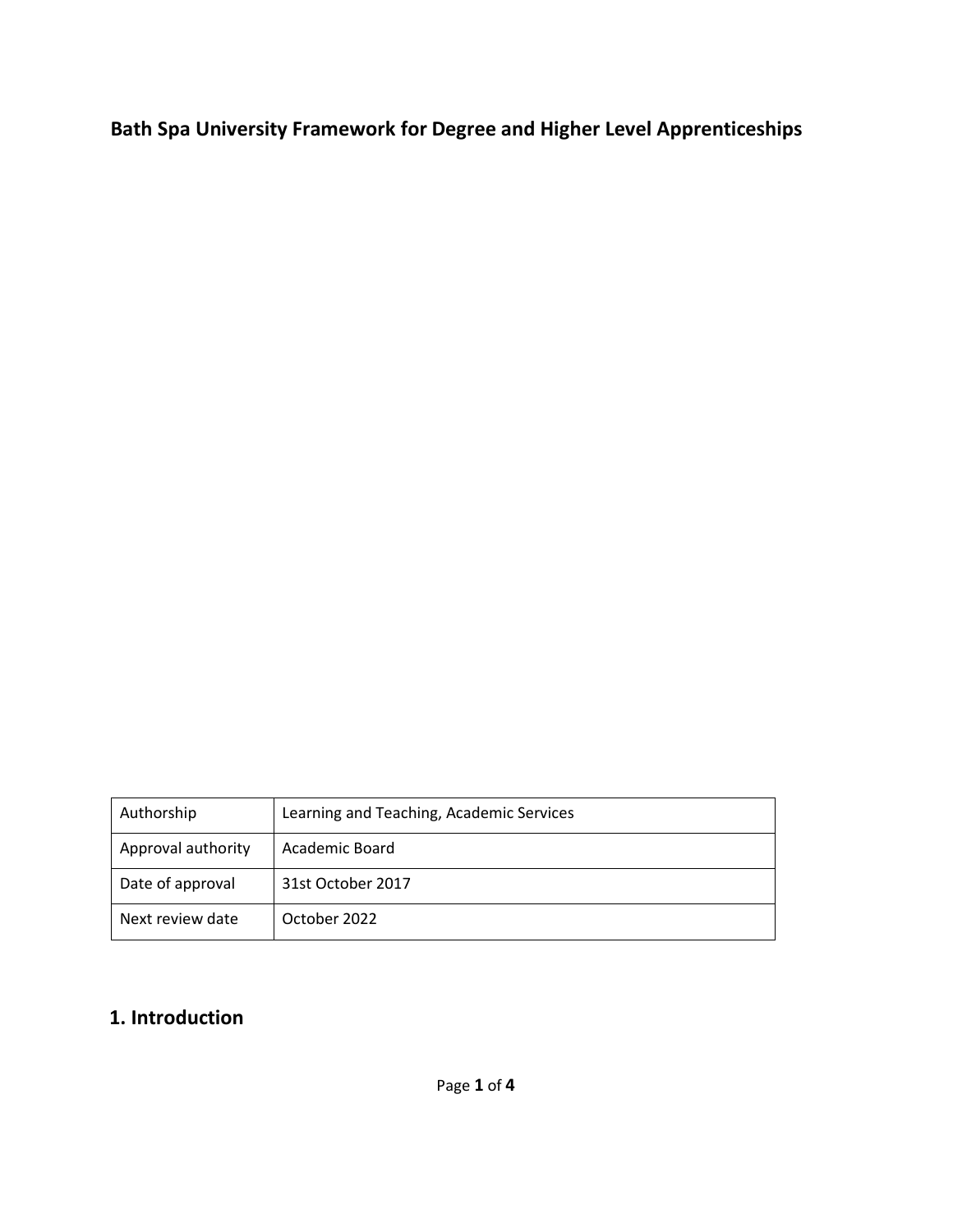# Bath Spa University Framework for Degree and Higher Level Apprenticeships

| Authorship | Learning and Teaching, Academic Services |
|---|---|
| Approval authority | Academic Board |
| Date of approval | 31st October 2017 |
| Next review date | October 2022 |

## 1. Introduction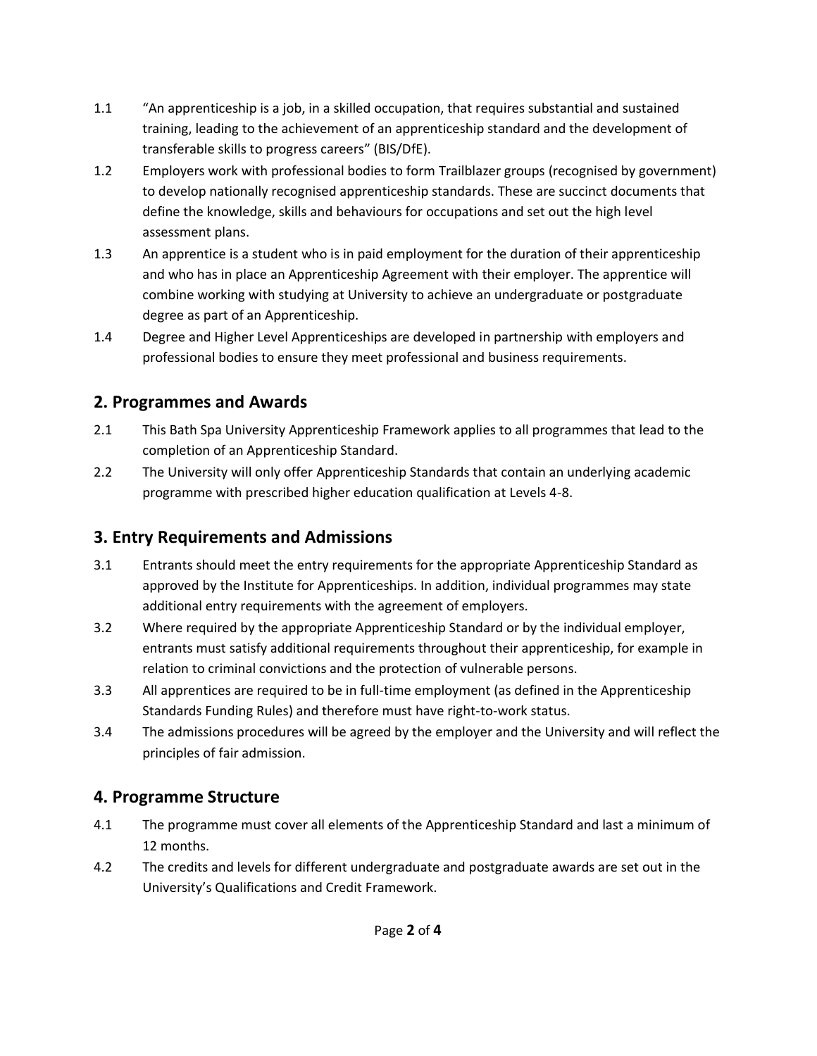1.1 "An apprenticeship is a job, in a skilled occupation, that requires substantial and sustained training, leading to the achievement of an apprenticeship standard and the development of transferable skills to progress careers" (BIS/DfE).

1.2 Employers work with professional bodies to form Trailblazer groups (recognised by government) to develop nationally recognised apprenticeship standards. These are succinct documents that define the knowledge, skills and behaviours for occupations and set out the high level assessment plans.

1.3 An apprentice is a student who is in paid employment for the duration of their apprenticeship and who has in place an Apprenticeship Agreement with their employer. The apprentice will combine working with studying at University to achieve an undergraduate or postgraduate degree as part of an Apprenticeship.

1.4 Degree and Higher Level Apprenticeships are developed in partnership with employers and professional bodies to ensure they meet professional and business requirements.

## 2. Programmes and Awards

2.1 This Bath Spa University Apprenticeship Framework applies to all programmes that lead to the completion of an Apprenticeship Standard.

2.2 The University will only offer Apprenticeship Standards that contain an underlying academic programme with prescribed higher education qualification at Levels 4-8.

## 3. Entry Requirements and Admissions

3.1 Entrants should meet the entry requirements for the appropriate Apprenticeship Standard as approved by the Institute for Apprenticeships. In addition, individual programmes may state additional entry requirements with the agreement of employers.

3.2 Where required by the appropriate Apprenticeship Standard or by the individual employer, entrants must satisfy additional requirements throughout their apprenticeship, for example in relation to criminal convictions and the protection of vulnerable persons.

3.3 All apprentices are required to be in full-time employment (as defined in the Apprenticeship Standards Funding Rules) and therefore must have right-to-work status.

3.4 The admissions procedures will be agreed by the employer and the University and will reflect the principles of fair admission.

## 4. Programme Structure

4.1 The programme must cover all elements of the Apprenticeship Standard and last a minimum of 12 months.

4.2 The credits and levels for different undergraduate and postgraduate awards are set out in the University's Qualifications and Credit Framework.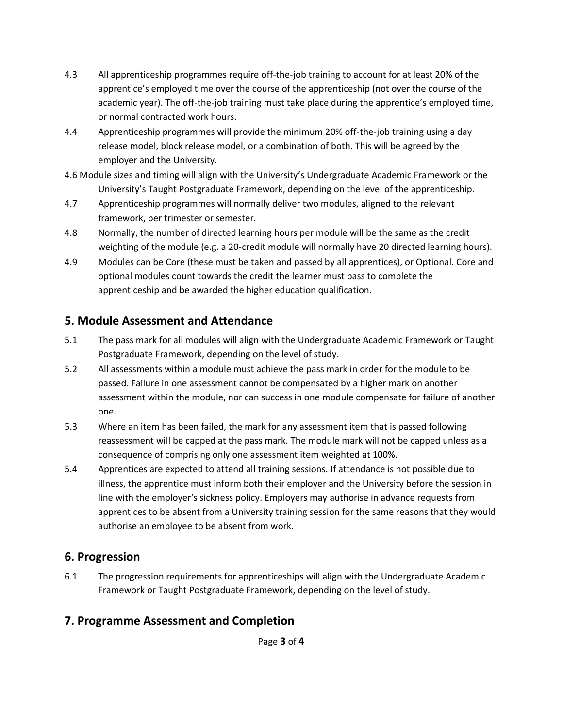4.3 All apprenticeship programmes require off-the-job training to account for at least 20% of the apprentice's employed time over the course of the apprenticeship (not over the course of the academic year). The off-the-job training must take place during the apprentice's employed time, or normal contracted work hours.

4.4 Apprenticeship programmes will provide the minimum 20% off-the-job training using a day release model, block release model, or a combination of both. This will be agreed by the employer and the University.

4.6 Module sizes and timing will align with the University's Undergraduate Academic Framework or the University's Taught Postgraduate Framework, depending on the level of the apprenticeship.

4.7 Apprenticeship programmes will normally deliver two modules, aligned to the relevant framework, per trimester or semester.

4.8 Normally, the number of directed learning hours per module will be the same as the credit weighting of the module (e.g. a 20-credit module will normally have 20 directed learning hours).

4.9 Modules can be Core (these must be taken and passed by all apprentices), or Optional. Core and optional modules count towards the credit the learner must pass to complete the apprenticeship and be awarded the higher education qualification.

## 5. Module Assessment and Attendance

5.1 The pass mark for all modules will align with the Undergraduate Academic Framework or Taught Postgraduate Framework, depending on the level of study.

5.2 All assessments within a module must achieve the pass mark in order for the module to be passed. Failure in one assessment cannot be compensated by a higher mark on another assessment within the module, nor can success in one module compensate for failure of another one.

5.3 Where an item has been failed, the mark for any assessment item that is passed following reassessment will be capped at the pass mark. The module mark will not be capped unless as a consequence of comprising only one assessment item weighted at 100%.

5.4 Apprentices are expected to attend all training sessions. If attendance is not possible due to illness, the apprentice must inform both their employer and the University before the session in line with the employer's sickness policy. Employers may authorise in advance requests from apprentices to be absent from a University training session for the same reasons that they would authorise an employee to be absent from work.

## 6. Progression

6.1 The progression requirements for apprenticeships will align with the Undergraduate Academic Framework or Taught Postgraduate Framework, depending on the level of study.

## 7. Programme Assessment and Completion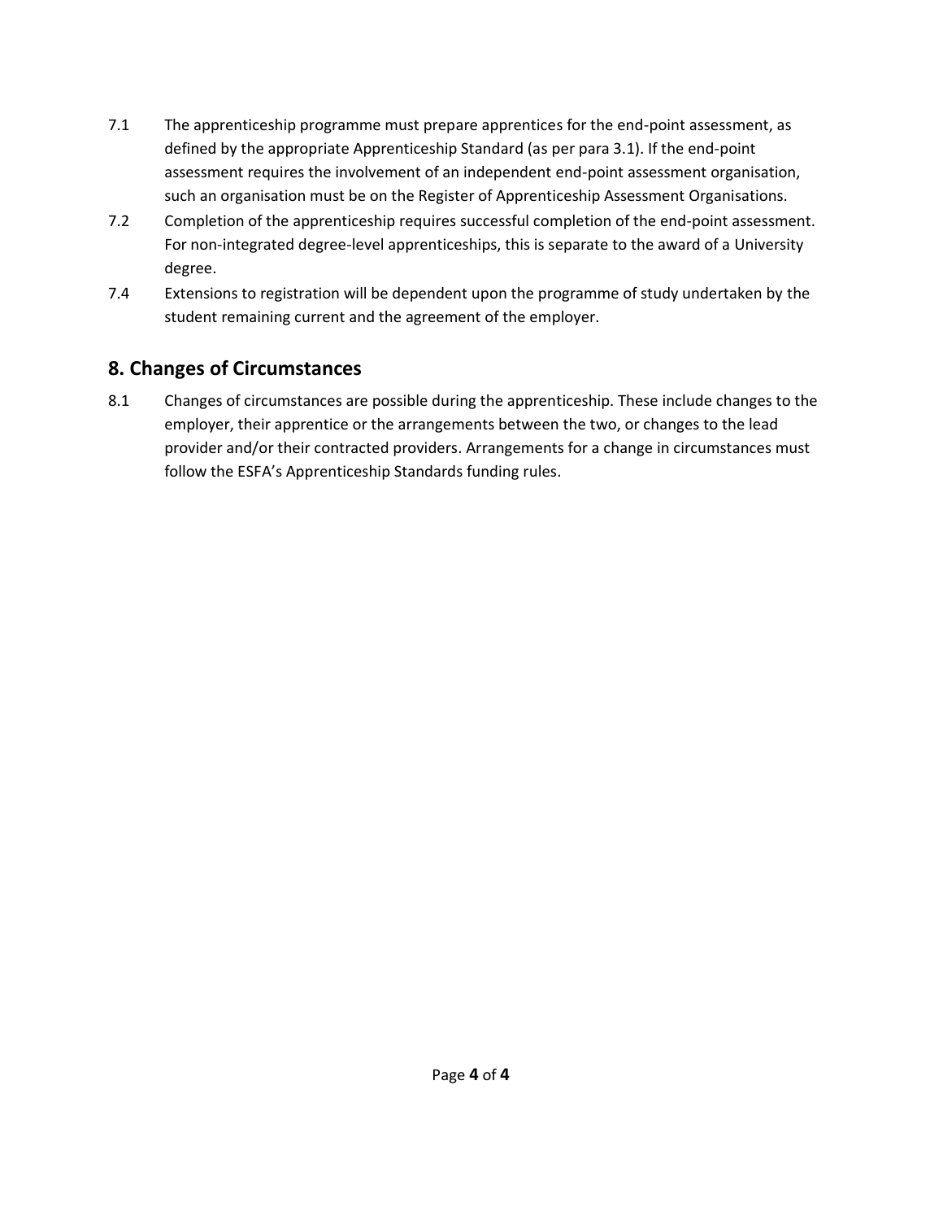7.1 The apprenticeship programme must prepare apprentices for the end-point assessment, as defined by the appropriate Apprenticeship Standard (as per para 3.1). If the end-point assessment requires the involvement of an independent end-point assessment organisation, such an organisation must be on the Register of Apprenticeship Assessment Organisations.

7.2 Completion of the apprenticeship requires successful completion of the end-point assessment. For non-integrated degree-level apprenticeships, this is separate to the award of a University degree.

7.4 Extensions to registration will be dependent upon the programme of study undertaken by the student remaining current and the agreement of the employer.

## 8. Changes of Circumstances

8.1 Changes of circumstances are possible during the apprenticeship. These include changes to the employer, their apprentice or the arrangements between the two, or changes to the lead provider and/or their contracted providers. Arrangements for a change in circumstances must follow the ESFA's Apprenticeship Standards funding rules.